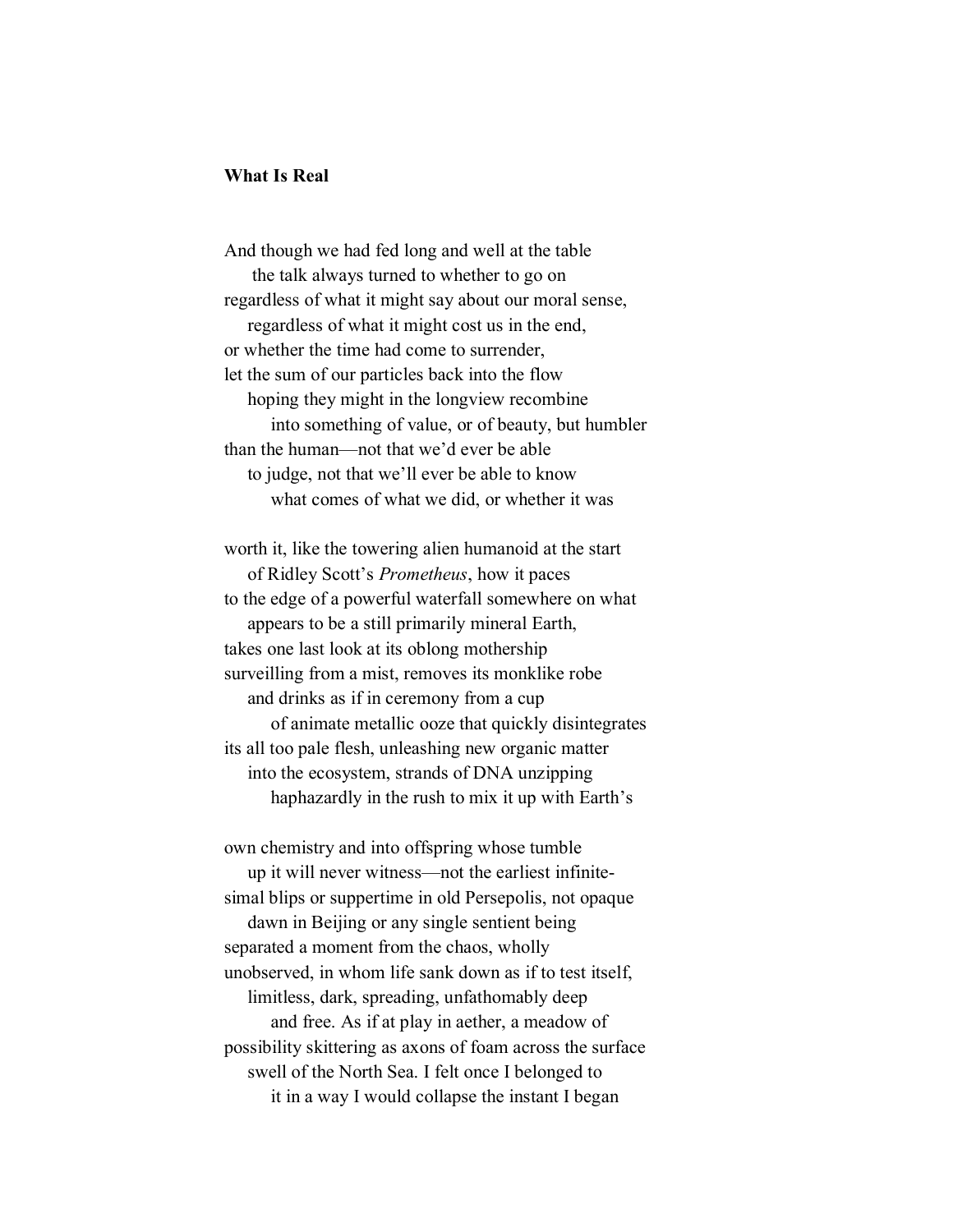**What Is Real**

And though we had fed long and well at the table
 the talk always turned to whether to go on
regardless of what it might say about our moral sense,
 regardless of what it might cost us in the end,
or whether the time had come to surrender,
let the sum of our particles back into the flow
 hoping they might in the longview recombine
  into something of value, or of beauty, but humbler
than the human—not that we'd ever be able
 to judge, not that we'll ever be able to know
  what comes of what we did, or whether it was

worth it, like the towering alien humanoid at the start
 of Ridley Scott's *Prometheus*, how it paces
to the edge of a powerful waterfall somewhere on what
 appears to be a still primarily mineral Earth,
takes one last look at its oblong mothership
surveilling from a mist, removes its monklike robe
 and drinks as if in ceremony from a cup
  of animate metallic ooze that quickly disintegrates
its all too pale flesh, unleashing new organic matter
 into the ecosystem, strands of DNA unzipping
  haphazardly in the rush to mix it up with Earth's

own chemistry and into offspring whose tumble
 up it will never witness—not the earliest infinite-
simal blips or suppertime in old Persepolis, not opaque
 dawn in Beijing or any single sentient being
separated a moment from the chaos, wholly
unobserved, in whom life sank down as if to test itself,
 limitless, dark, spreading, unfathomably deep
  and free. As if at play in aether, a meadow of
possibility skittering as axons of foam across the surface
 swell of the North Sea. I felt once I belonged to
  it in a way I would collapse the instant I began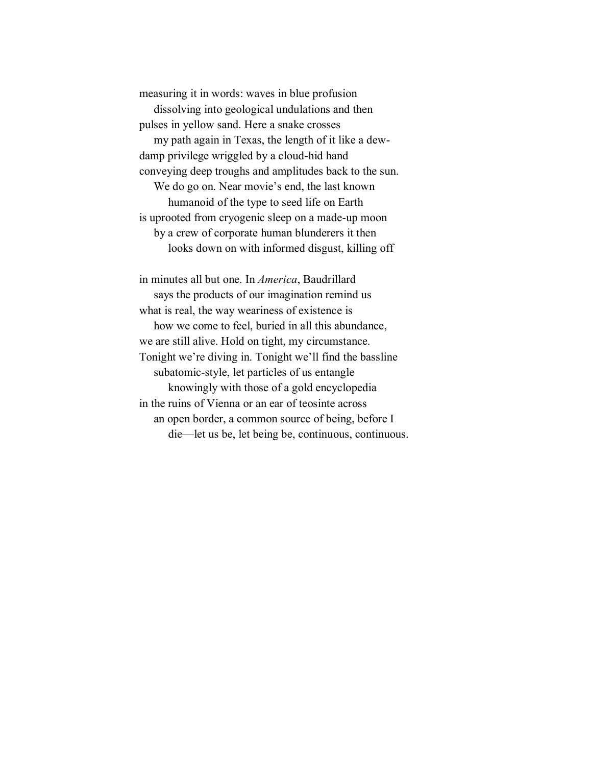measuring it in words: waves in blue profusion
    dissolving into geological undulations and then
pulses in yellow sand. Here a snake crosses
    my path again in Texas, the length of it like a dew-
damp privilege wriggled by a cloud-hid hand
conveying deep troughs and amplitudes back to the sun.
    We do go on. Near movie's end, the last known
        humanoid of the type to seed life on Earth
is uprooted from cryogenic sleep on a made-up moon
    by a crew of corporate human blunderers it then
        looks down on with informed disgust, killing off

in minutes all but one. In *America*, Baudrillard
    says the products of our imagination remind us
what is real, the way weariness of existence is
    how we come to feel, buried in all this abundance,
we are still alive. Hold on tight, my circumstance.
Tonight we're diving in. Tonight we'll find the bassline
    subatomic-style, let particles of us entangle
        knowingly with those of a gold encyclopedia
in the ruins of Vienna or an ear of teosinte across
    an open border, a common source of being, before I
        die—let us be, let being be, continuous, continuous.